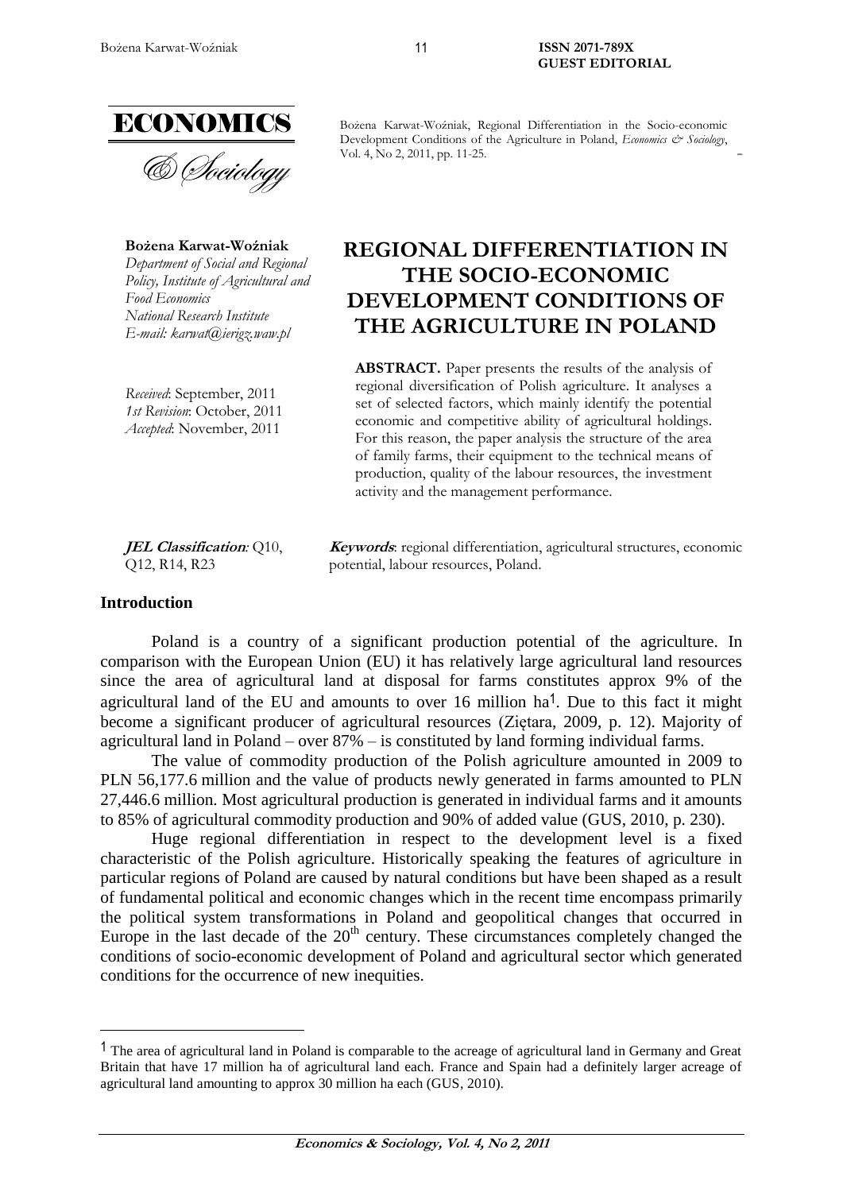Bożena Karwat-Woźniak, Regional Differentiation in the Socio-economic Development Conditions of the Agriculture in Poland, *Economics & Sociology*, Vol. 4, No 2, 2011, pp. 11-25.

**Bożena Karwat-Woźniak**
*Department of Social and Regional Policy, Institute of Agricultural and Food Economics*
*National Research Institute*
*E-mail: karwat@ierigz.waw.pl*

*Received*: September, 2011
*1st Revision*: October, 2011
*Accepted*: November, 2011

# REGIONAL DIFFERENTIATION IN THE SOCIO-ECONOMIC DEVELOPMENT CONDITIONS OF THE AGRICULTURE IN POLAND

**ABSTRACT.** Paper presents the results of the analysis of regional diversification of Polish agriculture. It analyses a set of selected factors, which mainly identify the potential economic and competitive ability of agricultural holdings. For this reason, the paper analysis the structure of the area of family farms, their equipment to the technical means of production, quality of the labour resources, the investment activity and the management performance.

***JEL Classification:*** Q10, Q12, R14, R23

***Keywords***: regional differentiation, agricultural structures, economic potential, labour resources, Poland.

## Introduction

Poland is a country of a significant production potential of the agriculture. In comparison with the European Union (EU) it has relatively large agricultural land resources since the area of agricultural land at disposal for farms constitutes approx 9% of the agricultural land of the EU and amounts to over 16 million ha[1]. Due to this fact it might become a significant producer of agricultural resources (Ziętara, 2009, p. 12). Majority of agricultural land in Poland – over 87% – is constituted by land forming individual farms.

The value of commodity production of the Polish agriculture amounted in 2009 to PLN 56,177.6 million and the value of products newly generated in farms amounted to PLN 27,446.6 million. Most agricultural production is generated in individual farms and it amounts to 85% of agricultural commodity production and 90% of added value (GUS, 2010, p. 230).

Huge regional differentiation in respect to the development level is a fixed characteristic of the Polish agriculture. Historically speaking the features of agriculture in particular regions of Poland are caused by natural conditions but have been shaped as a result of fundamental political and economic changes which in the recent time encompass primarily the political system transformations in Poland and geopolitical changes that occurred in Europe in the last decade of the 20th century. These circumstances completely changed the conditions of socio-economic development of Poland and agricultural sector which generated conditions for the occurrence of new inequities.

[1] The area of agricultural land in Poland is comparable to the acreage of agricultural land in Germany and Great Britain that have 17 million ha of agricultural land each. France and Spain had a definitely larger acreage of agricultural land amounting to approx 30 million ha each (GUS, 2010).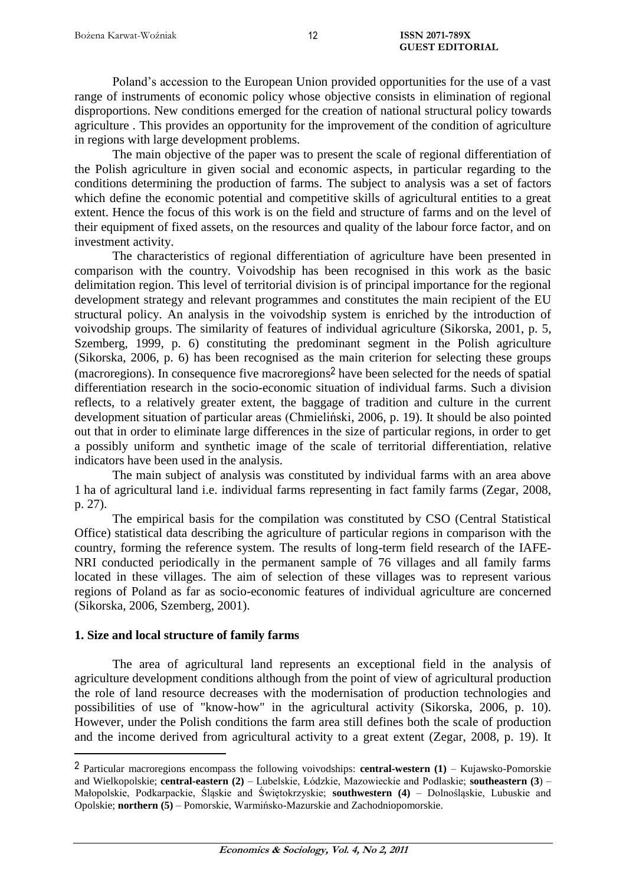Poland's accession to the European Union provided opportunities for the use of a vast range of instruments of economic policy whose objective consists in elimination of regional disproportions. New conditions emerged for the creation of national structural policy towards agriculture . This provides an opportunity for the improvement of the condition of agriculture in regions with large development problems.

The main objective of the paper was to present the scale of regional differentiation of the Polish agriculture in given social and economic aspects, in particular regarding to the conditions determining the production of farms. The subject to analysis was a set of factors which define the economic potential and competitive skills of agricultural entities to a great extent. Hence the focus of this work is on the field and structure of farms and on the level of their equipment of fixed assets, on the resources and quality of the labour force factor, and on investment activity.

The characteristics of regional differentiation of agriculture have been presented in comparison with the country. Voivodship has been recognised in this work as the basic delimitation region. This level of territorial division is of principal importance for the regional development strategy and relevant programmes and constitutes the main recipient of the EU structural policy. An analysis in the voivodship system is enriched by the introduction of voivodship groups. The similarity of features of individual agriculture (Sikorska, 2001, p. 5, Szemberg, 1999, p. 6) constituting the predominant segment in the Polish agriculture (Sikorska, 2006, p. 6) has been recognised as the main criterion for selecting these groups (macroregions). In consequence five macroregions[2] have been selected for the needs of spatial differentiation research in the socio-economic situation of individual farms. Such a division reflects, to a relatively greater extent, the baggage of tradition and culture in the current development situation of particular areas (Chmieliński, 2006, p. 19). It should be also pointed out that in order to eliminate large differences in the size of particular regions, in order to get a possibly uniform and synthetic image of the scale of territorial differentiation, relative indicators have been used in the analysis.

The main subject of analysis was constituted by individual farms with an area above 1 ha of agricultural land i.e. individual farms representing in fact family farms (Zegar, 2008, p. 27).

The empirical basis for the compilation was constituted by CSO (Central Statistical Office) statistical data describing the agriculture of particular regions in comparison with the country, forming the reference system. The results of long-term field research of the IAFE-NRI conducted periodically in the permanent sample of 76 villages and all family farms located in these villages. The aim of selection of these villages was to represent various regions of Poland as far as socio-economic features of individual agriculture are concerned (Sikorska, 2006, Szemberg, 2001).

## 1. Size and local structure of family farms

The area of agricultural land represents an exceptional field in the analysis of agriculture development conditions although from the point of view of agricultural production the role of land resource decreases with the modernisation of production technologies and possibilities of use of "know-how" in the agricultural activity (Sikorska, 2006, p. 10). However, under the Polish conditions the farm area still defines both the scale of production and the income derived from agricultural activity to a great extent (Zegar, 2008, p. 19). It

---

[2] Particular macroregions encompass the following voivodships: **central-western (1)** – Kujawsko-Pomorskie and Wielkopolskie; **central-eastern (2)** – Lubelskie, Łódzkie, Mazowieckie and Podlaskie; **southeastern (3)** – Małopolskie, Podkarpackie, Śląskie and Świętokrzyskie; **southwestern (4)** – Dolnośląskie, Lubuskie and Opolskie; **northern (5)** – Pomorskie, Warmińsko-Mazurskie and Zachodniopomorskie.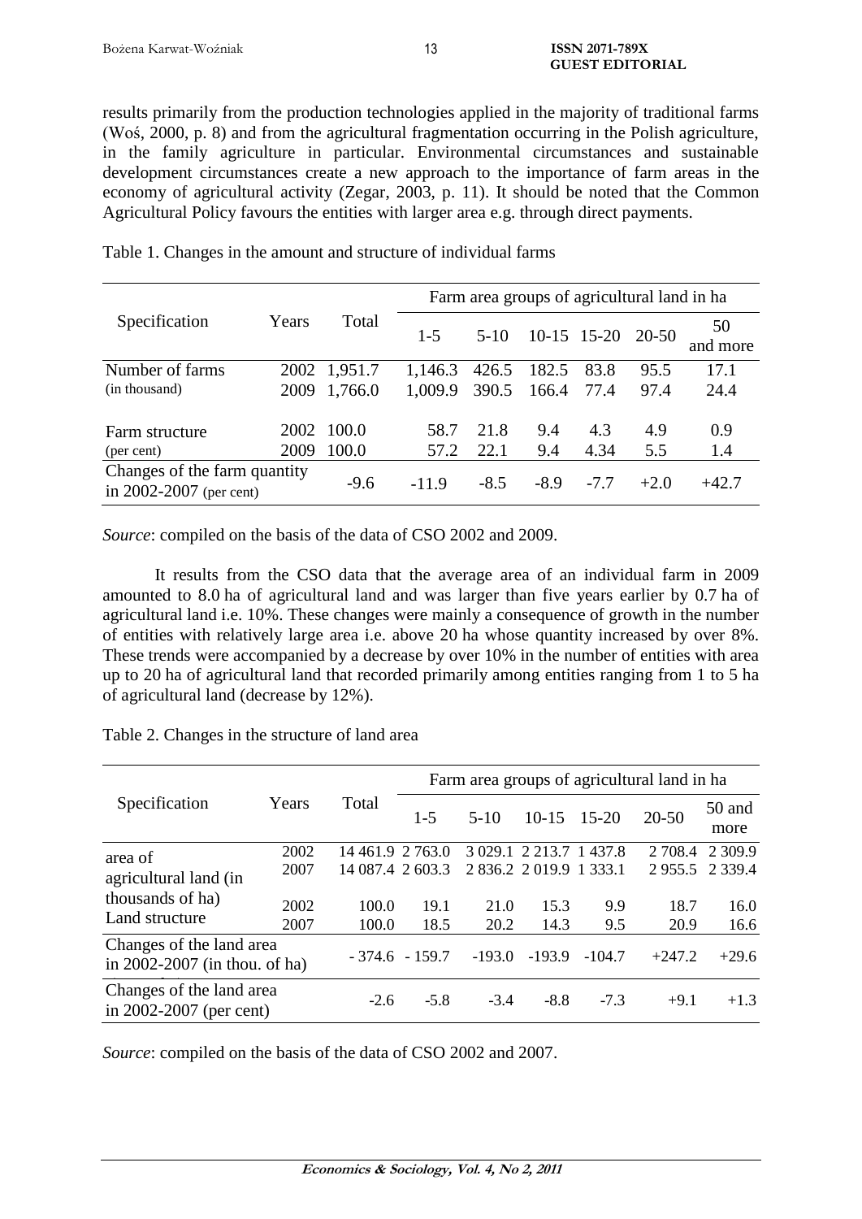results primarily from the production technologies applied in the majority of traditional farms (Woś, 2000, p. 8) and from the agricultural fragmentation occurring in the Polish agriculture, in the family agriculture in particular. Environmental circumstances and sustainable development circumstances create a new approach to the importance of farm areas in the economy of agricultural activity (Zegar, 2003, p. 11). It should be noted that the Common Agricultural Policy favours the entities with larger area e.g. through direct payments.

Table 1. Changes in the amount and structure of individual farms

| Specification | Years | Total | Farm area groups of agricultural land in ha | | | | | |
|---|---|---|---|---|---|---|---|---|
| | | | 1-5 | 5-10 | 10-15 | 15-20 | 20-50 | 50 and more |
| Number of farms (in thousand) | 2002 | 1,951.7 | 1,146.3 | 426.5 | 182.5 | 83.8 | 95.5 | 17.1 |
| | 2009 | 1,766.0 | 1,009.9 | 390.5 | 166.4 | 77.4 | 97.4 | 24.4 |
| Farm structure (per cent) | 2002 | 100.0 | 58.7 | 21.8 | 9.4 | 4.3 | 4.9 | 0.9 |
| | 2009 | 100.0 | 57.2 | 22.1 | 9.4 | 4.34 | 5.5 | 1.4 |
| Changes of the farm quantity in 2002-2007 (per cent) | | -9.6 | -11.9 | -8.5 | -8.9 | -7.7 | +2.0 | +42.7 |

*Source*: compiled on the basis of the data of CSO 2002 and 2009.

It results from the CSO data that the average area of an individual farm in 2009 amounted to 8.0 ha of agricultural land and was larger than five years earlier by 0.7 ha of agricultural land i.e. 10%. These changes were mainly a consequence of growth in the number of entities with relatively large area i.e. above 20 ha whose quantity increased by over 8%. These trends were accompanied by a decrease by over 10% in the number of entities with area up to 20 ha of agricultural land that recorded primarily among entities ranging from 1 to 5 ha of agricultural land (decrease by 12%).

Table 2. Changes in the structure of land area

| Specification | Years | Total | Farm area groups of agricultural land in ha | | | | | |
|---|---|---|---|---|---|---|---|---|
| | | | 1-5 | 5-10 | 10-15 | 15-20 | 20-50 | 50 and more |
| area of agricultural land (in thousands of ha) | 2002 | 14 461.9 | 2 763.0 | 3 029.1 | 2 213.7 | 1 437.8 | 2 708.4 | 2 309.9 |
| | 2007 | 14 087.4 | 2 603.3 | 2 836.2 | 2 019.9 | 1 333.1 | 2 955.5 | 2 339.4 |
| Land structure | 2002 | 100.0 | 19.1 | 21.0 | 15.3 | 9.9 | 18.7 | 16.0 |
| | 2007 | 100.0 | 18.5 | 20.2 | 14.3 | 9.5 | 20.9 | 16.6 |
| Changes of the land area in 2002-2007 (in thou. of ha) | | - 374.6 | - 159.7 | -193.0 | -193.9 | -104.7 | +247.2 | +29.6 |
| Changes of the land area in 2002-2007 (per cent) | | -2.6 | -5.8 | -3.4 | -8.8 | -7.3 | +9.1 | +1.3 |

*Source*: compiled on the basis of the data of CSO 2002 and 2007.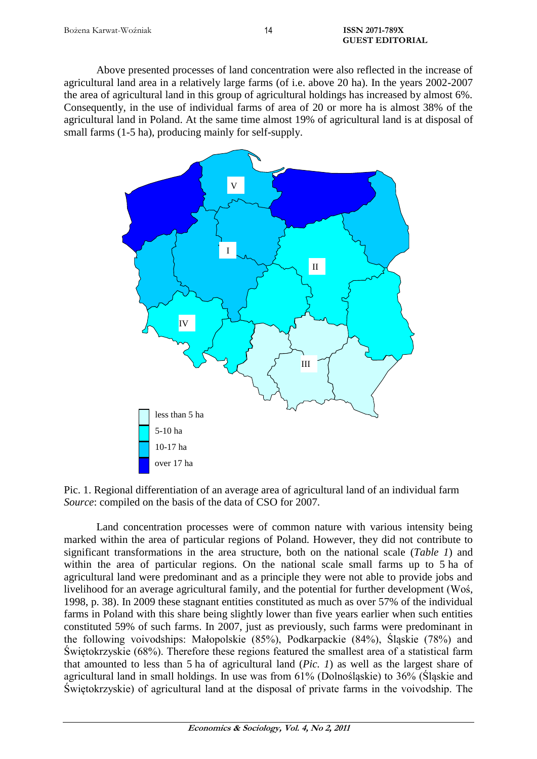Above presented processes of land concentration were also reflected in the increase of agricultural land area in a relatively large farms (of i.e. above 20 ha). In the years 2002-2007 the area of agricultural land in this group of agricultural holdings has increased by almost 6%. Consequently, in the use of individual farms of area of 20 or more ha is almost 38% of the agricultural land in Poland. At the same time almost 19% of agricultural land is at disposal of small farms (1-5 ha), producing mainly for self-supply.

Pic. 1. Regional differentiation of an average area of agricultural land of an individual farm
*Source*: compiled on the basis of the data of CSO for 2007.

Land concentration processes were of common nature with various intensity being marked within the area of particular regions of Poland. However, they did not contribute to significant transformations in the area structure, both on the national scale (*Table 1*) and within the area of particular regions. On the national scale small farms up to 5 ha of agricultural land were predominant and as a principle they were not able to provide jobs and livelihood for an average agricultural family, and the potential for further development (Woś, 1998, p. 38). In 2009 these stagnant entities constituted as much as over 57% of the individual farms in Poland with this share being slightly lower than five years earlier when such entities constituted 59% of such farms. In 2007, just as previously, such farms were predominant in the following voivodships: Małopolskie (85%), Podkarpackie (84%), Śląskie (78%) and Świętokrzyskie (68%). Therefore these regions featured the smallest area of a statistical farm that amounted to less than 5 ha of agricultural land (*Pic. 1*) as well as the largest share of agricultural land in small holdings. In use was from 61% (Dolnośląskie) to 36% (Śląskie and Świętokrzyskie) of agricultural land at the disposal of private farms in the voivodship. The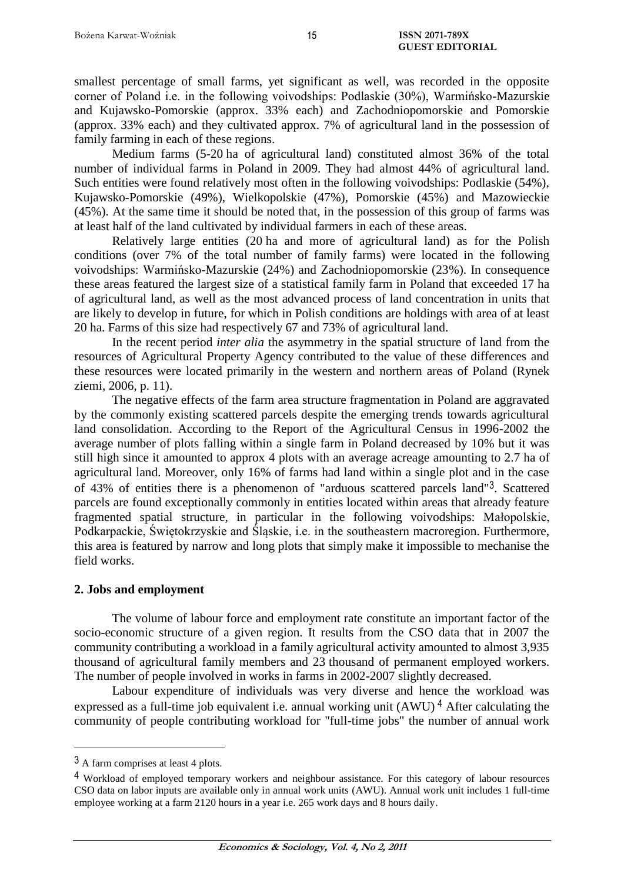smallest percentage of small farms, yet significant as well, was recorded in the opposite corner of Poland i.e. in the following voivodships: Podlaskie (30%), Warmińsko-Mazurskie and Kujawsko-Pomorskie (approx. 33% each) and Zachodniopomorskie and Pomorskie (approx. 33% each) and they cultivated approx. 7% of agricultural land in the possession of family farming in each of these regions.

Medium farms (5-20 ha of agricultural land) constituted almost 36% of the total number of individual farms in Poland in 2009. They had almost 44% of agricultural land. Such entities were found relatively most often in the following voivodships: Podlaskie (54%), Kujawsko-Pomorskie (49%), Wielkopolskie (47%), Pomorskie (45%) and Mazowieckie (45%). At the same time it should be noted that, in the possession of this group of farms was at least half of the land cultivated by individual farmers in each of these areas.

Relatively large entities (20 ha and more of agricultural land) as for the Polish conditions (over 7% of the total number of family farms) were located in the following voivodships: Warmińsko-Mazurskie (24%) and Zachodniopomorskie (23%). In consequence these areas featured the largest size of a statistical family farm in Poland that exceeded 17 ha of agricultural land, as well as the most advanced process of land concentration in units that are likely to develop in future, for which in Polish conditions are holdings with area of at least 20 ha. Farms of this size had respectively 67 and 73% of agricultural land.

In the recent period *inter alia* the asymmetry in the spatial structure of land from the resources of Agricultural Property Agency contributed to the value of these differences and these resources were located primarily in the western and northern areas of Poland (Rynek ziemi, 2006, p. 11).

The negative effects of the farm area structure fragmentation in Poland are aggravated by the commonly existing scattered parcels despite the emerging trends towards agricultural land consolidation. According to the Report of the Agricultural Census in 1996-2002 the average number of plots falling within a single farm in Poland decreased by 10% but it was still high since it amounted to approx 4 plots with an average acreage amounting to 2.7 ha of agricultural land. Moreover, only 16% of farms had land within a single plot and in the case of 43% of entities there is a phenomenon of "arduous scattered parcels land"[3]. Scattered parcels are found exceptionally commonly in entities located within areas that already feature fragmented spatial structure, in particular in the following voivodships: Małopolskie, Podkarpackie, Świętokrzyskie and Śląskie, i.e. in the southeastern macroregion. Furthermore, this area is featured by narrow and long plots that simply make it impossible to mechanise the field works.

## 2. Jobs and employment

The volume of labour force and employment rate constitute an important factor of the socio-economic structure of a given region. It results from the CSO data that in 2007 the community contributing a workload in a family agricultural activity amounted to almost 3,935 thousand of agricultural family members and 23 thousand of permanent employed workers. The number of people involved in works in farms in 2002-2007 slightly decreased.

Labour expenditure of individuals was very diverse and hence the workload was expressed as a full-time job equivalent i.e. annual working unit (AWU)[4] After calculating the community of people contributing workload for "full-time jobs" the number of annual work

---

[3] A farm comprises at least 4 plots.

[4] Workload of employed temporary workers and neighbour assistance. For this category of labour resources CSO data on labor inputs are available only in annual work units (AWU). Annual work unit includes 1 full-time employee working at a farm 2120 hours in a year i.e. 265 work days and 8 hours daily.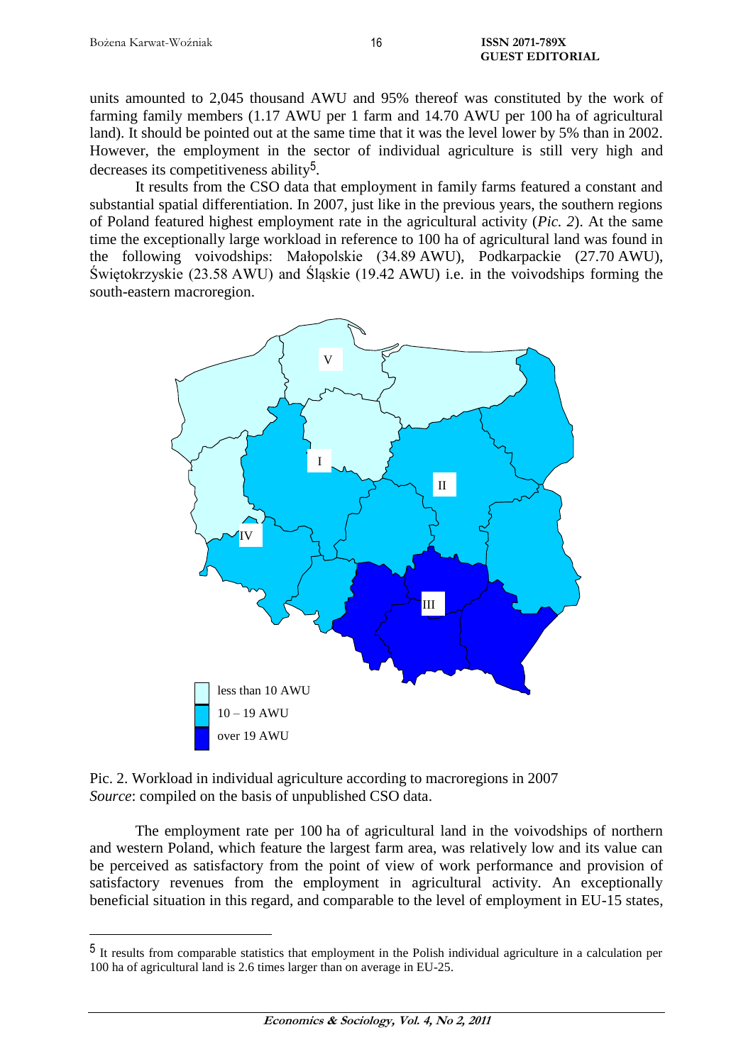units amounted to 2,045 thousand AWU and 95% thereof was constituted by the work of farming family members (1.17 AWU per 1 farm and 14.70 AWU per 100 ha of agricultural land). It should be pointed out at the same time that it was the level lower by 5% than in 2002. However, the employment in the sector of individual agriculture is still very high and decreases its competitiveness ability[5].

It results from the CSO data that employment in family farms featured a constant and substantial spatial differentiation. In 2007, just like in the previous years, the southern regions of Poland featured highest employment rate in the agricultural activity (*Pic. 2*). At the same time the exceptionally large workload in reference to 100 ha of agricultural land was found in the following voivodships: Małopolskie (34.89 AWU), Podkarpackie (27.70 AWU), Świętokrzyskie (23.58 AWU) and Śląskie (19.42 AWU) i.e. in the voivodships forming the south-eastern macroregion.

V

I

II

IV

III

less than 10 AWU

10 – 19 AWU

over 19 AWU

Pic. 2. Workload in individual agriculture according to macroregions in 2007
*Source*: compiled on the basis of unpublished CSO data.

The employment rate per 100 ha of agricultural land in the voivodships of northern and western Poland, which feature the largest farm area, was relatively low and its value can be perceived as satisfactory from the point of view of work performance and provision of satisfactory revenues from the employment in agricultural activity. An exceptionally beneficial situation in this regard, and comparable to the level of employment in EU-15 states,

---

[5] It results from comparable statistics that employment in the Polish individual agriculture in a calculation per 100 ha of agricultural land is 2.6 times larger than on average in EU-25.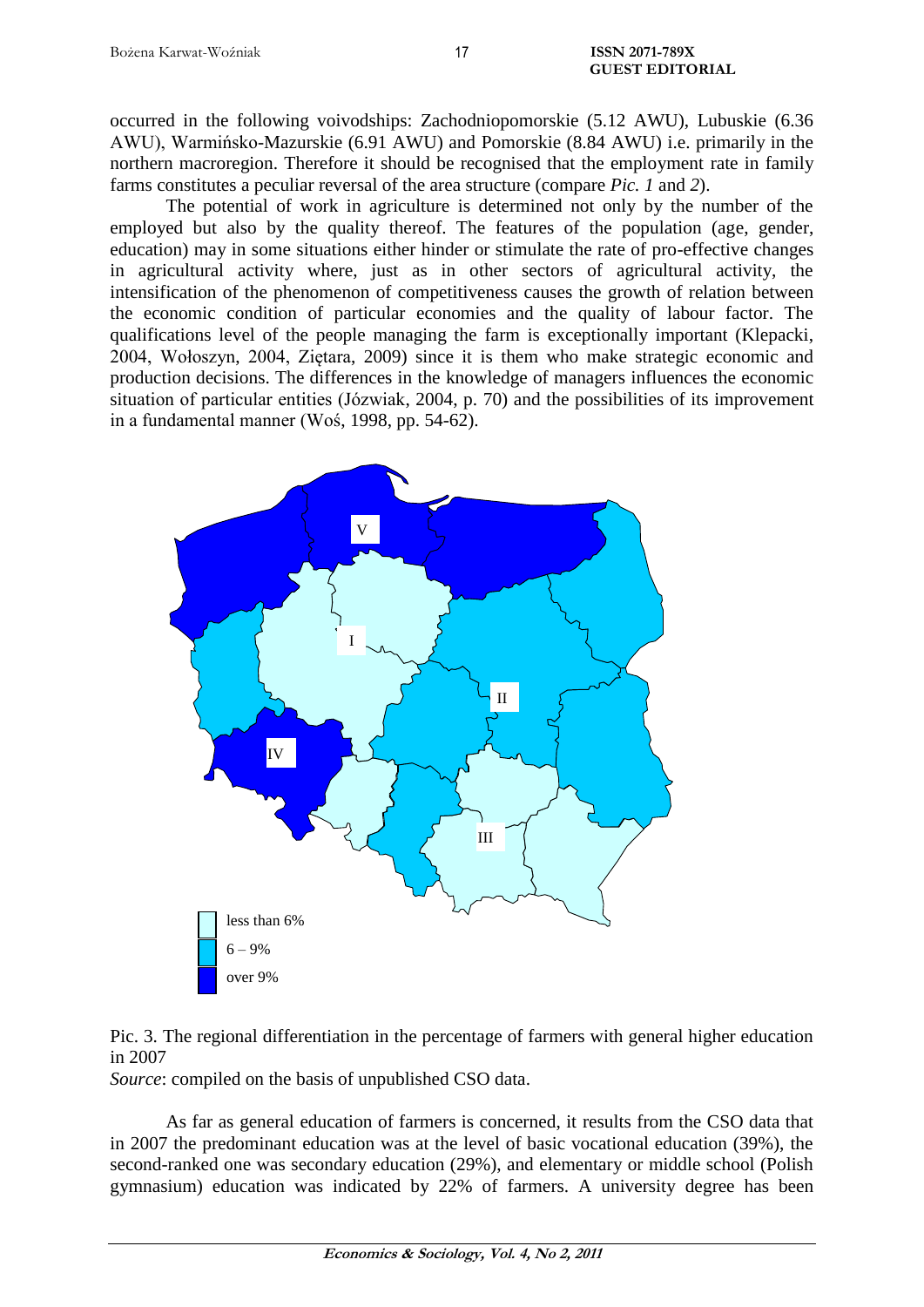occurred in the following voivodships: Zachodniopomorskie (5.12 AWU), Lubuskie (6.36 AWU), Warmińsko-Mazurskie (6.91 AWU) and Pomorskie (8.84 AWU) i.e. primarily in the northern macroregion. Therefore it should be recognised that the employment rate in family farms constitutes a peculiar reversal of the area structure (compare *Pic. 1* and *2*).

The potential of work in agriculture is determined not only by the number of the employed but also by the quality thereof. The features of the population (age, gender, education) may in some situations either hinder or stimulate the rate of pro-effective changes in agricultural activity where, just as in other sectors of agricultural activity, the intensification of the phenomenon of competitiveness causes the growth of relation between the economic condition of particular economies and the quality of labour factor. The qualifications level of the people managing the farm is exceptionally important (Klepacki, 2004, Wołoszyn, 2004, Ziętara, 2009) since it is them who make strategic economic and production decisions. The differences in the knowledge of managers influences the economic situation of particular entities (Józwiak, 2004, p. 70) and the possibilities of its improvement in a fundamental manner (Woś, 1998, pp. 54-62).

Pic. 3. The regional differentiation in the percentage of farmers with general higher education in 2007

*Source*: compiled on the basis of unpublished CSO data.

As far as general education of farmers is concerned, it results from the CSO data that in 2007 the predominant education was at the level of basic vocational education (39%), the second-ranked one was secondary education (29%), and elementary or middle school (Polish gymnasium) education was indicated by 22% of farmers. A university degree has been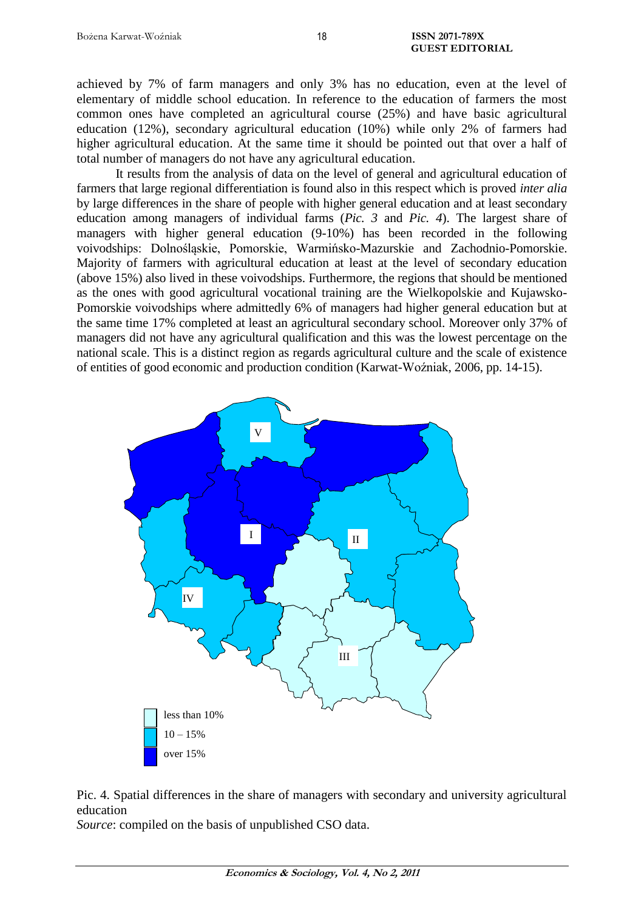achieved by 7% of farm managers and only 3% has no education, even at the level of elementary of middle school education. In reference to the education of farmers the most common ones have completed an agricultural course (25%) and have basic agricultural education (12%), secondary agricultural education (10%) while only 2% of farmers had higher agricultural education. At the same time it should be pointed out that over a half of total number of managers do not have any agricultural education.

It results from the analysis of data on the level of general and agricultural education of farmers that large regional differentiation is found also in this respect which is proved *inter alia* by large differences in the share of people with higher general education and at least secondary education among managers of individual farms (*Pic. 3* and *Pic. 4*). The largest share of managers with higher general education (9-10%) has been recorded in the following voivodships: Dolnośląskie, Pomorskie, Warmińsko-Mazurskie and Zachodnio-Pomorskie. Majority of farmers with agricultural education at least at the level of secondary education (above 15%) also lived in these voivodships. Furthermore, the regions that should be mentioned as the ones with good agricultural vocational training are the Wielkopolskie and Kujawsko-Pomorskie voivodships where admittedly 6% of managers had higher general education but at the same time 17% completed at least an agricultural secondary school. Moreover only 37% of managers did not have any agricultural qualification and this was the lowest percentage on the national scale. This is a distinct region as regards agricultural culture and the scale of existence of entities of good economic and production condition (Karwat-Woźniak, 2006, pp. 14-15).

Pic. 4. Spatial differences in the share of managers with secondary and university agricultural education

*Source*: compiled on the basis of unpublished CSO data.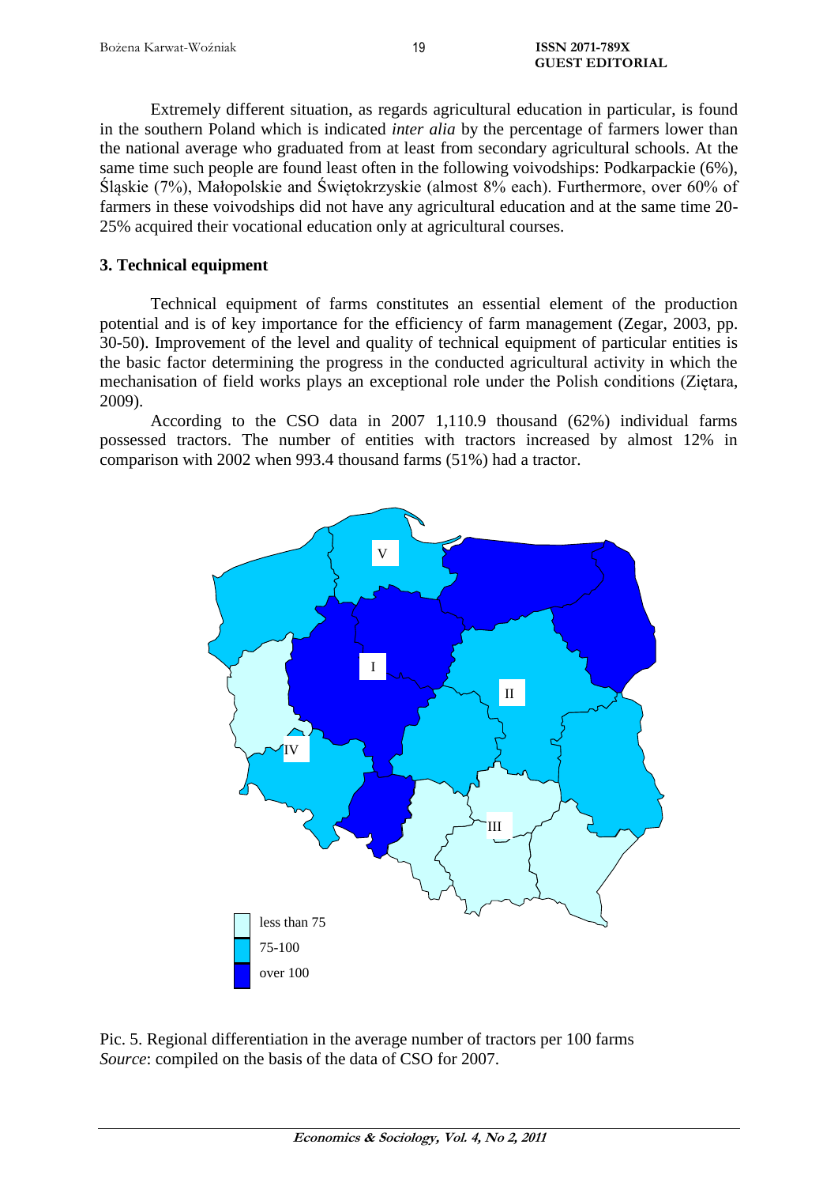Extremely different situation, as regards agricultural education in particular, is found in the southern Poland which is indicated *inter alia* by the percentage of farmers lower than the national average who graduated from at least from secondary agricultural schools. At the same time such people are found least often in the following voivodships: Podkarpackie (6%), Śląskie (7%), Małopolskie and Świętokrzyskie (almost 8% each). Furthermore, over 60% of farmers in these voivodships did not have any agricultural education and at the same time 20-25% acquired their vocational education only at agricultural courses.

## 3. Technical equipment

Technical equipment of farms constitutes an essential element of the production potential and is of key importance for the efficiency of farm management (Zegar, 2003, pp. 30-50). Improvement of the level and quality of technical equipment of particular entities is the basic factor determining the progress in the conducted agricultural activity in which the mechanisation of field works plays an exceptional role under the Polish conditions (Ziętara, 2009).

According to the CSO data in 2007 1,110.9 thousand (62%) individual farms possessed tractors. The number of entities with tractors increased by almost 12% in comparison with 2002 when 993.4 thousand farms (51%) had a tractor.

V

I

II

IV

III

less than 75

75-100

over 100

Pic. 5. Regional differentiation in the average number of tractors per 100 farms
*Source*: compiled on the basis of the data of CSO for 2007.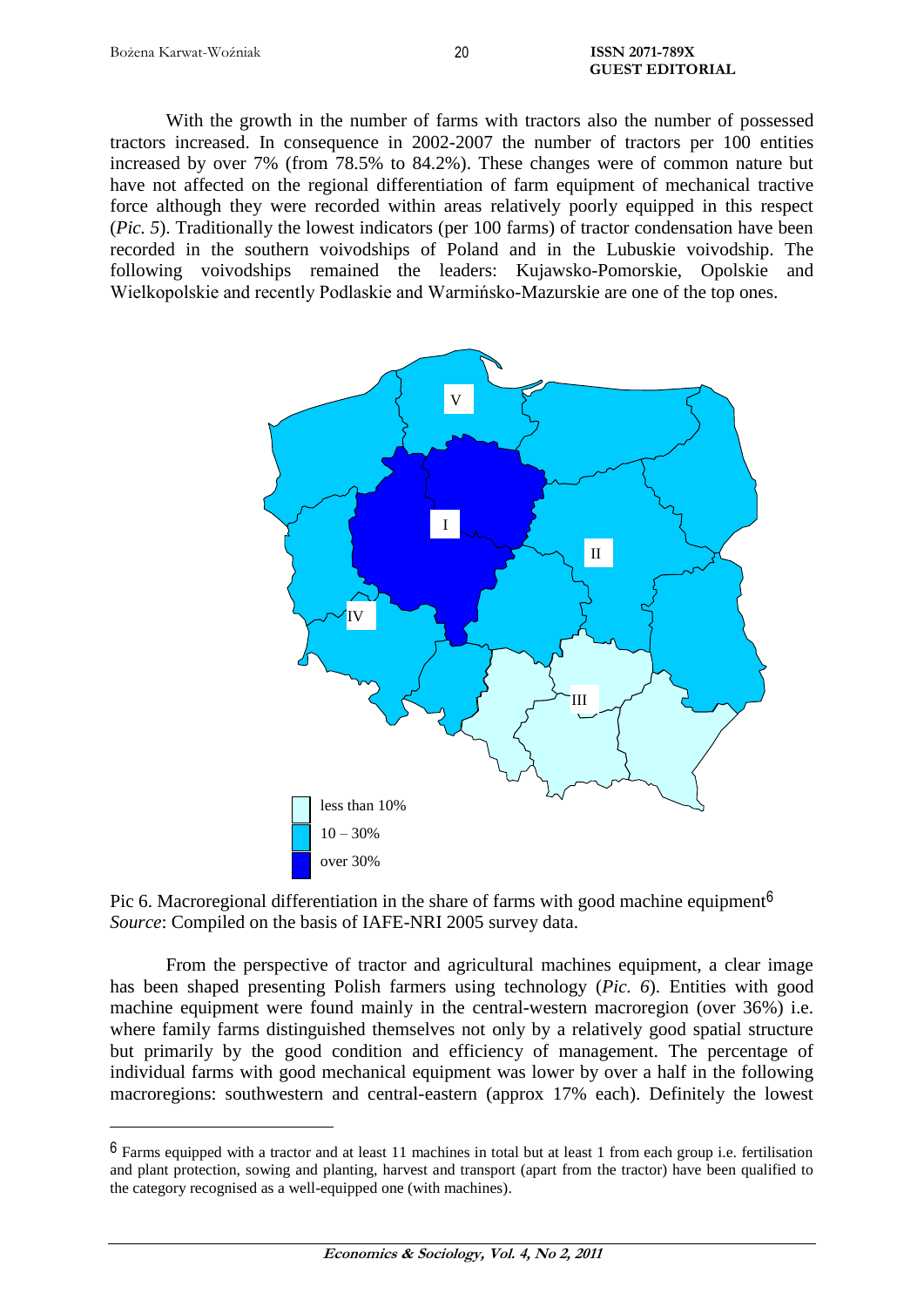With the growth in the number of farms with tractors also the number of possessed tractors increased. In consequence in 2002-2007 the number of tractors per 100 entities increased by over 7% (from 78.5% to 84.2%). These changes were of common nature but have not affected on the regional differentiation of farm equipment of mechanical tractive force although they were recorded within areas relatively poorly equipped in this respect (*Pic. 5*). Traditionally the lowest indicators (per 100 farms) of tractor condensation have been recorded in the southern voivodships of Poland and in the Lubuskie voivodship. The following voivodships remained the leaders: Kujawsko-Pomorskie, Opolskie and Wielkopolskie and recently Podlaskie and Warmińsko-Mazurskie are one of the top ones.

less than 10%

10 – 30%

over 30%

Pic 6. Macroregional differentiation in the share of farms with good machine equipment[6]
*Source*: Compiled on the basis of IAFE-NRI 2005 survey data.

From the perspective of tractor and agricultural machines equipment, a clear image has been shaped presenting Polish farmers using technology (*Pic. 6*). Entities with good machine equipment were found mainly in the central-western macroregion (over 36%) i.e. where family farms distinguished themselves not only by a relatively good spatial structure but primarily by the good condition and efficiency of management. The percentage of individual farms with good mechanical equipment was lower by over a half in the following macroregions: southwestern and central-eastern (approx 17% each). Definitely the lowest

[6] Farms equipped with a tractor and at least 11 machines in total but at least 1 from each group i.e. fertilisation and plant protection, sowing and planting, harvest and transport (apart from the tractor) have been qualified to the category recognised as a well-equipped one (with machines).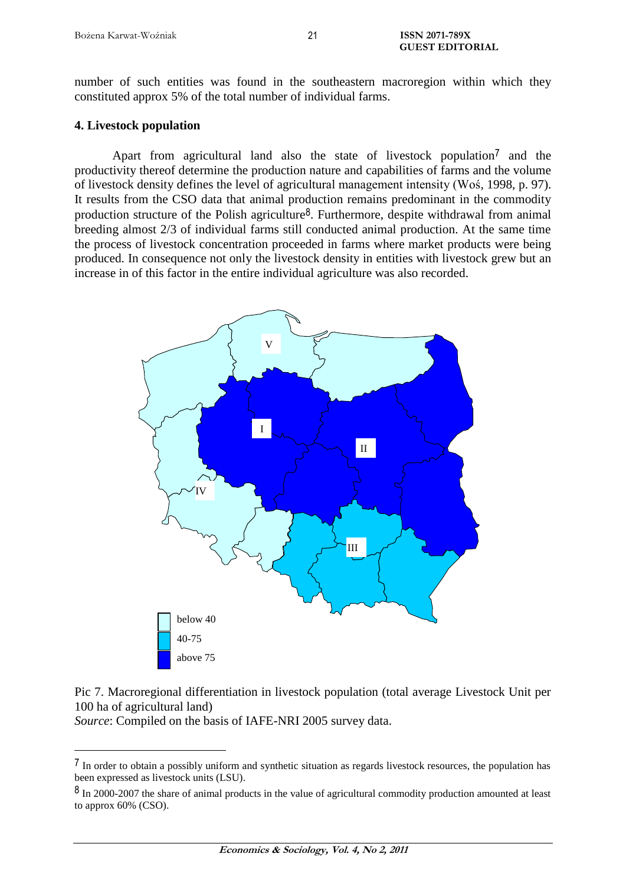number of such entities was found in the southeastern macroregion within which they constituted approx 5% of the total number of individual farms.

## 4. Livestock population

Apart from agricultural land also the state of livestock population[7] and the productivity thereof determine the production nature and capabilities of farms and the volume of livestock density defines the level of agricultural management intensity (Woś, 1998, p. 97). It results from the CSO data that animal production remains predominant in the commodity production structure of the Polish agriculture[8]. Furthermore, despite withdrawal from animal breeding almost 2/3 of individual farms still conducted animal production. At the same time the process of livestock concentration proceeded in farms where market products were being produced. In consequence not only the livestock density in entities with livestock grew but an increase in of this factor in the entire individual agriculture was also recorded.

Pic 7. Macroregional differentiation in livestock population (total average Livestock Unit per 100 ha of agricultural land)

*Source*: Compiled on the basis of IAFE-NRI 2005 survey data.

---

[7] In order to obtain a possibly uniform and synthetic situation as regards livestock resources, the population has been expressed as livestock units (LSU).

[8] In 2000-2007 the share of animal products in the value of agricultural commodity production amounted at least to approx 60% (CSO).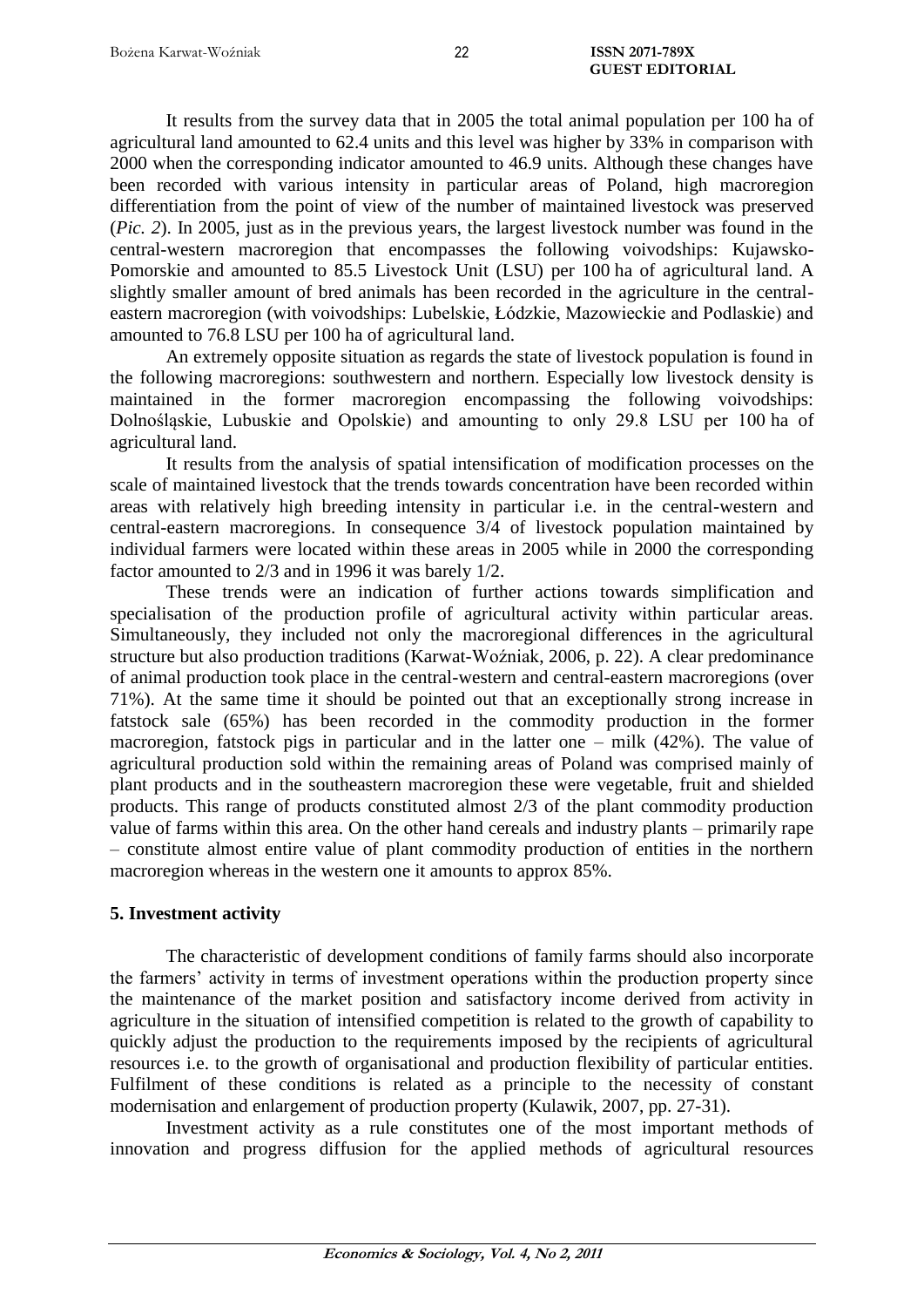It results from the survey data that in 2005 the total animal population per 100 ha of agricultural land amounted to 62.4 units and this level was higher by 33% in comparison with 2000 when the corresponding indicator amounted to 46.9 units. Although these changes have been recorded with various intensity in particular areas of Poland, high macroregion differentiation from the point of view of the number of maintained livestock was preserved (*Pic. 2*). In 2005, just as in the previous years, the largest livestock number was found in the central-western macroregion that encompasses the following voivodships: Kujawsko-Pomorskie and amounted to 85.5 Livestock Unit (LSU) per 100 ha of agricultural land. A slightly smaller amount of bred animals has been recorded in the agriculture in the central-eastern macroregion (with voivodships: Lubelskie, Łódzkie, Mazowieckie and Podlaskie) and amounted to 76.8 LSU per 100 ha of agricultural land.

An extremely opposite situation as regards the state of livestock population is found in the following macroregions: southwestern and northern. Especially low livestock density is maintained in the former macroregion encompassing the following voivodships: Dolnośląskie, Lubuskie and Opolskie) and amounting to only 29.8 LSU per 100 ha of agricultural land.

It results from the analysis of spatial intensification of modification processes on the scale of maintained livestock that the trends towards concentration have been recorded within areas with relatively high breeding intensity in particular i.e. in the central-western and central-eastern macroregions. In consequence 3/4 of livestock population maintained by individual farmers were located within these areas in 2005 while in 2000 the corresponding factor amounted to 2/3 and in 1996 it was barely 1/2.

These trends were an indication of further actions towards simplification and specialisation of the production profile of agricultural activity within particular areas. Simultaneously, they included not only the macroregional differences in the agricultural structure but also production traditions (Karwat-Woźniak, 2006, p. 22). A clear predominance of animal production took place in the central-western and central-eastern macroregions (over 71%). At the same time it should be pointed out that an exceptionally strong increase in fatstock sale (65%) has been recorded in the commodity production in the former macroregion, fatstock pigs in particular and in the latter one – milk (42%). The value of agricultural production sold within the remaining areas of Poland was comprised mainly of plant products and in the southeastern macroregion these were vegetable, fruit and shielded products. This range of products constituted almost 2/3 of the plant commodity production value of farms within this area. On the other hand cereals and industry plants – primarily rape – constitute almost entire value of plant commodity production of entities in the northern macroregion whereas in the western one it amounts to approx 85%.

## 5. Investment activity

The characteristic of development conditions of family farms should also incorporate the farmers' activity in terms of investment operations within the production property since the maintenance of the market position and satisfactory income derived from activity in agriculture in the situation of intensified competition is related to the growth of capability to quickly adjust the production to the requirements imposed by the recipients of agricultural resources i.e. to the growth of organisational and production flexibility of particular entities. Fulfilment of these conditions is related as a principle to the necessity of constant modernisation and enlargement of production property (Kulawik, 2007, pp. 27-31).

Investment activity as a rule constitutes one of the most important methods of innovation and progress diffusion for the applied methods of agricultural resources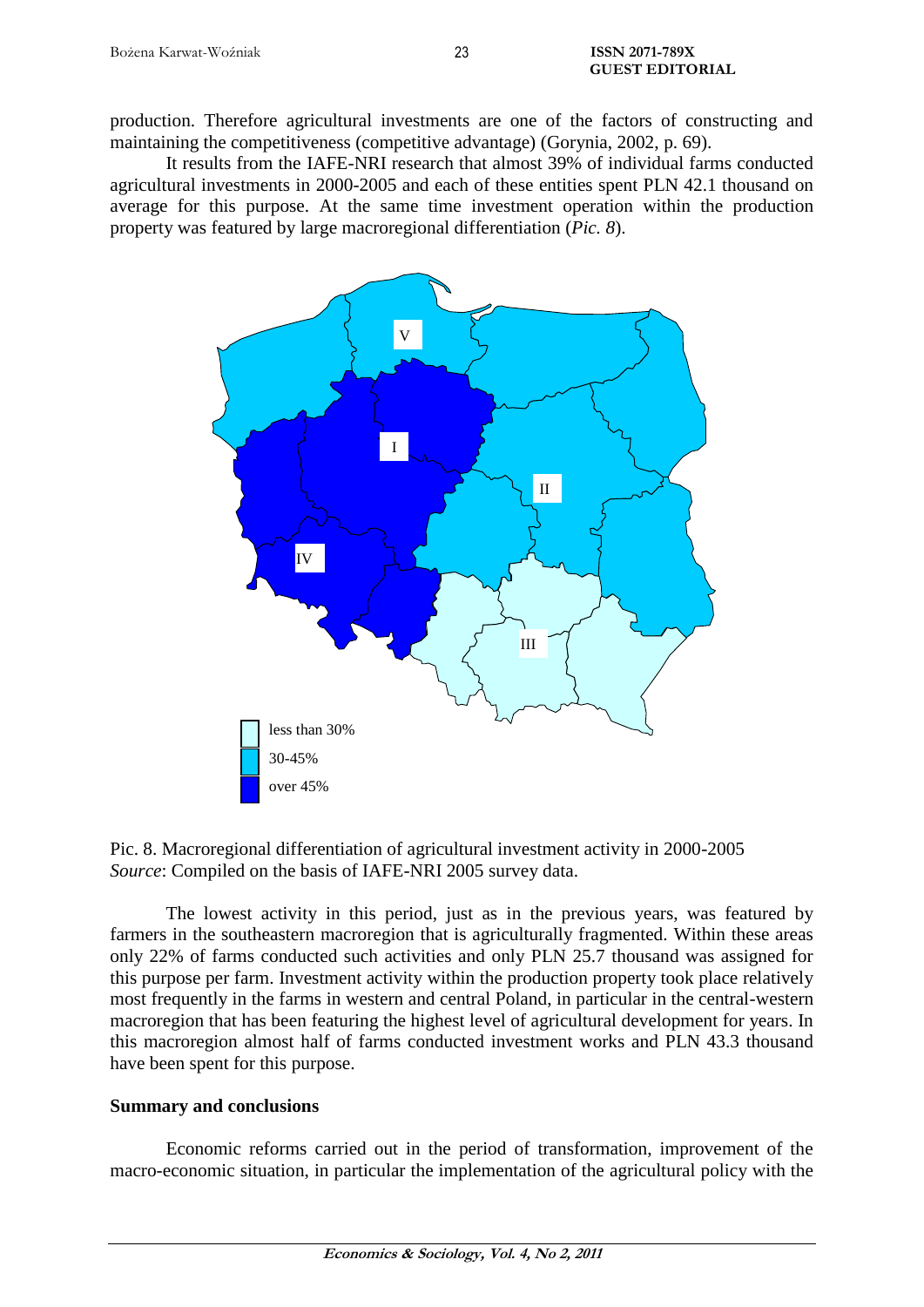production. Therefore agricultural investments are one of the factors of constructing and maintaining the competitiveness (competitive advantage) (Gorynia, 2002, p. 69).

It results from the IAFE-NRI research that almost 39% of individual farms conducted agricultural investments in 2000-2005 and each of these entities spent PLN 42.1 thousand on average for this purpose. At the same time investment operation within the production property was featured by large macroregional differentiation (*Pic. 8*).

Pic. 8. Macroregional differentiation of agricultural investment activity in 2000-2005
*Source*: Compiled on the basis of IAFE-NRI 2005 survey data.

The lowest activity in this period, just as in the previous years, was featured by farmers in the southeastern macroregion that is agriculturally fragmented. Within these areas only 22% of farms conducted such activities and only PLN 25.7 thousand was assigned for this purpose per farm. Investment activity within the production property took place relatively most frequently in the farms in western and central Poland, in particular in the central-western macroregion that has been featuring the highest level of agricultural development for years. In this macroregion almost half of farms conducted investment works and PLN 43.3 thousand have been spent for this purpose.

## Summary and conclusions

Economic reforms carried out in the period of transformation, improvement of the macro-economic situation, in particular the implementation of the agricultural policy with the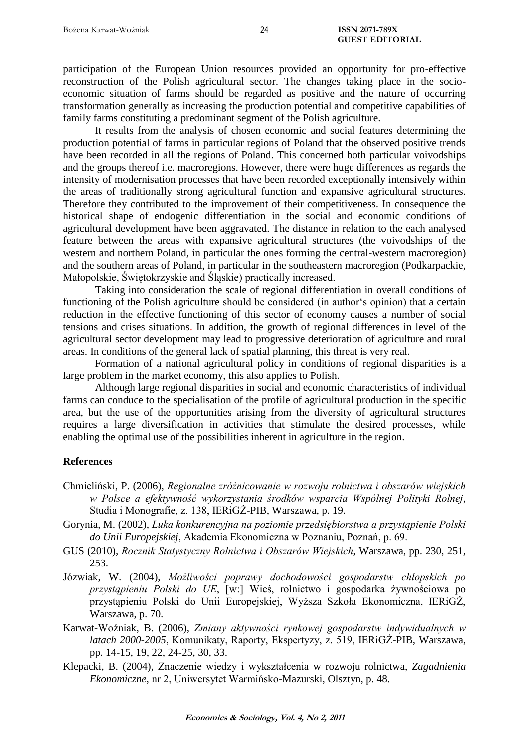participation of the European Union resources provided an opportunity for pro-effective reconstruction of the Polish agricultural sector. The changes taking place in the socio-economic situation of farms should be regarded as positive and the nature of occurring transformation generally as increasing the production potential and competitive capabilities of family farms constituting a predominant segment of the Polish agriculture.

It results from the analysis of chosen economic and social features determining the production potential of farms in particular regions of Poland that the observed positive trends have been recorded in all the regions of Poland. This concerned both particular voivodships and the groups thereof i.e. macroregions. However, there were huge differences as regards the intensity of modernisation processes that have been recorded exceptionally intensively within the areas of traditionally strong agricultural function and expansive agricultural structures. Therefore they contributed to the improvement of their competitiveness. In consequence the historical shape of endogenic differentiation in the social and economic conditions of agricultural development have been aggravated. The distance in relation to the each analysed feature between the areas with expansive agricultural structures (the voivodships of the western and northern Poland, in particular the ones forming the central-western macroregion) and the southern areas of Poland, in particular in the southeastern macroregion (Podkarpackie, Małopolskie, Świętokrzyskie and Śląskie) practically increased.

Taking into consideration the scale of regional differentiation in overall conditions of functioning of the Polish agriculture should be considered (in author's opinion) that a certain reduction in the effective functioning of this sector of economy causes a number of social tensions and crises situations. In addition, the growth of regional differences in level of the agricultural sector development may lead to progressive deterioration of agriculture and rural areas. In conditions of the general lack of spatial planning, this threat is very real.

Formation of a national agricultural policy in conditions of regional disparities is a large problem in the market economy, this also applies to Polish.

Although large regional disparities in social and economic characteristics of individual farms can conduce to the specialisation of the profile of agricultural production in the specific area, but the use of the opportunities arising from the diversity of agricultural structures requires a large diversification in activities that stimulate the desired processes, while enabling the optimal use of the possibilities inherent in agriculture in the region.

## References

Chmieliński, P. (2006), *Regionalne zróżnicowanie w rozwoju rolnictwa i obszarów wiejskich w Polsce a efektywność wykorzystania środków wsparcia Wspólnej Polityki Rolnej*, Studia i Monografie, z. 138, IERiGŻ-PIB, Warszawa, p. 19.

Gorynia, M. (2002), *Luka konkurencyjna na poziomie przedsiębiorstwa a przystąpienie Polski do Unii Europejskiej*, Akademia Ekonomiczna w Poznaniu, Poznań, p. 69.

GUS (2010), *Rocznik Statystyczny Rolnictwa i Obszarów Wiejskich*, Warszawa, pp. 230, 251, 253.

Józwiak, W. (2004), *Możliwości poprawy dochodowości gospodarstw chłopskich po przystąpieniu Polski do UE*, [w:] Wieś, rolnictwo i gospodarka żywnościowa po przystąpieniu Polski do Unii Europejskiej, Wyższa Szkoła Ekonomiczna, IERiGŻ, Warszawa, p. 70.

Karwat-Woźniak, B. (2006), *Zmiany aktywności rynkowej gospodarstw indywidualnych w latach 2000-2005*, Komunikaty, Raporty, Ekspertyzy, z. 519, IERiGŻ-PIB, Warszawa, pp. 14-15, 19, 22, 24-25, 30, 33.

Klepacki, B. (2004), Znaczenie wiedzy i wykształcenia w rozwoju rolnictwa, *Zagadnienia Ekonomiczne*, nr 2, Uniwersytet Warmińsko-Mazurski, Olsztyn, p. 48.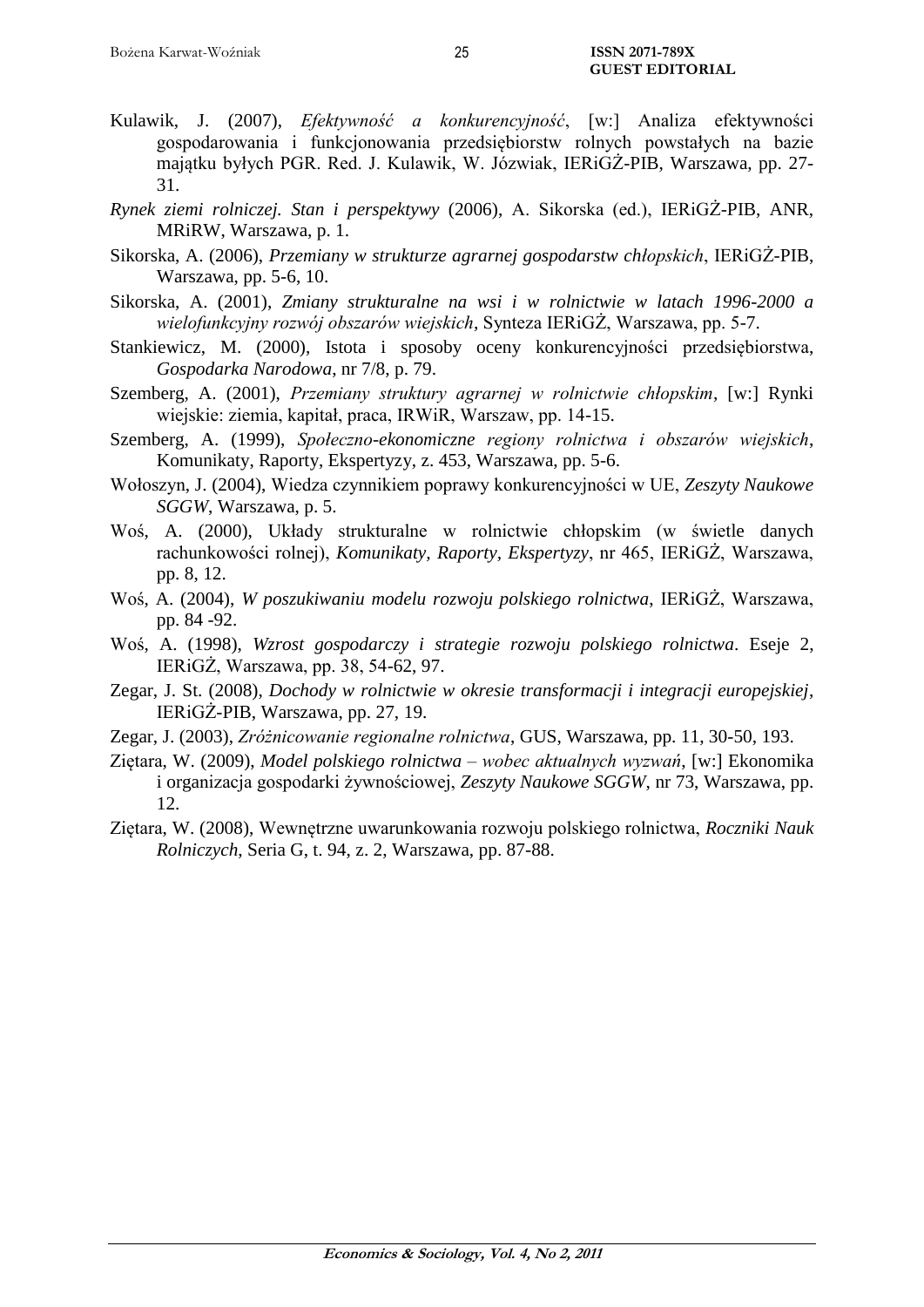Kulawik, J. (2007), *Efektywność a konkurencyjność*, [w:] Analiza efektywności gospodarowania i funkcjonowania przedsiębiorstw rolnych powstałych na bazie majątku byłych PGR. Red. J. Kulawik, W. Józwiak, IERiGŻ-PIB, Warszawa, pp. 27-31.

*Rynek ziemi rolniczej. Stan i perspektywy* (2006), A. Sikorska (ed.), IERiGŻ-PIB, ANR, MRiRW, Warszawa, p. 1.

Sikorska, A. (2006), *Przemiany w strukturze agrarnej gospodarstw chłopskich*, IERiGŻ-PIB, Warszawa, pp. 5-6, 10.

Sikorska, A. (2001), *Zmiany strukturalne na wsi i w rolnictwie w latach 1996-2000 a wielofunkcyjny rozwój obszarów wiejskich*, Synteza IERiGŻ, Warszawa, pp. 5-7.

Stankiewicz, M. (2000), Istota i sposoby oceny konkurencyjności przedsiębiorstwa, *Gospodarka Narodowa*, nr 7/8, p. 79.

Szemberg, A. (2001), *Przemiany struktury agrarnej w rolnictwie chłopskim*, [w:] Rynki wiejskie: ziemia, kapitał, praca, IRWiR, Warszaw, pp. 14-15.

Szemberg, A. (1999), *Społeczno-ekonomiczne regiony rolnictwa i obszarów wiejskich*, Komunikaty, Raporty, Ekspertyzy, z. 453, Warszawa, pp. 5-6.

Wołoszyn, J. (2004), Wiedza czynnikiem poprawy konkurencyjności w UE, *Zeszyty Naukowe SGGW*, Warszawa, p. 5.

Woś, A. (2000), Układy strukturalne w rolnictwie chłopskim (w świetle danych rachunkowości rolnej), *Komunikaty, Raporty, Ekspertyzy*, nr 465, IERiGŻ, Warszawa, pp. 8, 12.

Woś, A. (2004), *W poszukiwaniu modelu rozwoju polskiego rolnictwa*, IERiGŻ, Warszawa, pp. 84 -92.

Woś, A. (1998), *Wzrost gospodarczy i strategie rozwoju polskiego rolnictwa*. Eseje 2, IERiGŻ, Warszawa, pp. 38, 54-62, 97.

Zegar, J. St. (2008), *Dochody w rolnictwie w okresie transformacji i integracji europejskiej*, IERiGŻ-PIB, Warszawa, pp. 27, 19.

Zegar, J. (2003), *Zróżnicowanie regionalne rolnictwa*, GUS, Warszawa, pp. 11, 30-50, 193.

Ziętara, W. (2009), *Model polskiego rolnictwa – wobec aktualnych wyzwań*, [w:] Ekonomika i organizacja gospodarki żywnościowej, *Zeszyty Naukowe SGGW*, nr 73, Warszawa, pp. 12.

Ziętara, W. (2008), Wewnętrzne uwarunkowania rozwoju polskiego rolnictwa, *Roczniki Nauk Rolniczych*, Seria G, t. 94, z. 2, Warszawa, pp. 87-88.